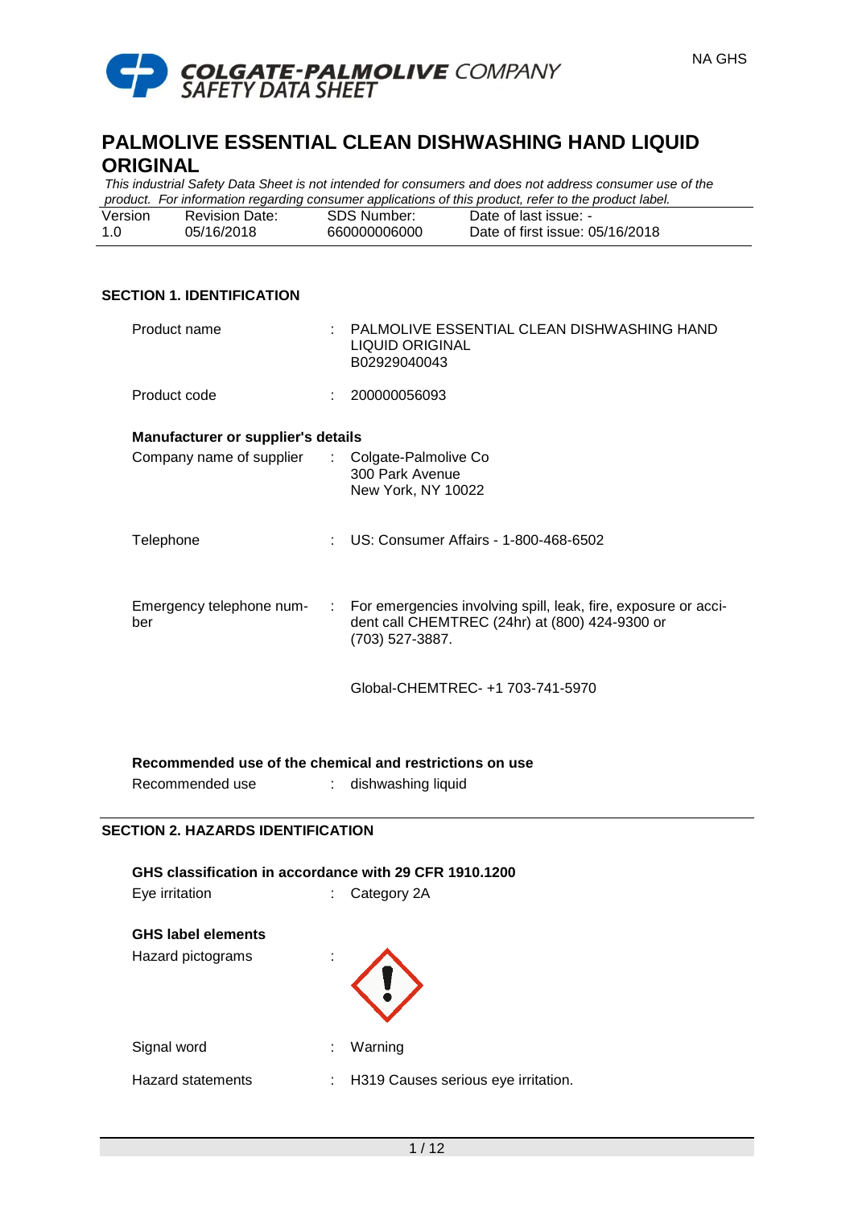# PALMOLIVE ESSENTIAL CLEAN DISHWASHING HAND LIQUID ORIGINAL

*This industrial Safety Data Sheet is not intended for consumers and does not address consumer use of the product. For information regarding consumer applications of this product, refer to the product label.*

| Version | Revision Date: | SDS Number: | Date of last issue: - |
|---|---|---|---|
| 1.0 | 05/16/2018 | 660000006000 | Date of first issue: 05/16/2018 |

## SECTION 1. IDENTIFICATION

Product name : PALMOLIVE ESSENTIAL CLEAN DISHWASHING HAND LIQUID ORIGINAL B02929040043

Product code : 200000056093

**Manufacturer or supplier's details**

Company name of supplier : Colgate-Palmolive Co
300 Park Avenue
New York, NY 10022

Telephone : US: Consumer Affairs - 1-800-468-6502

Emergency telephone number : For emergencies involving spill, leak, fire, exposure or accident call CHEMTREC (24hr) at (800) 424-9300 or (703) 527-3887.

Global-CHEMTREC- +1 703-741-5970

**Recommended use of the chemical and restrictions on use**

Recommended use : dishwashing liquid

## SECTION 2. HAZARDS IDENTIFICATION

**GHS classification in accordance with 29 CFR 1910.1200**

Eye irritation : Category 2A

**GHS label elements**

Hazard pictograms :

Signal word : Warning

Hazard statements : H319 Causes serious eye irritation.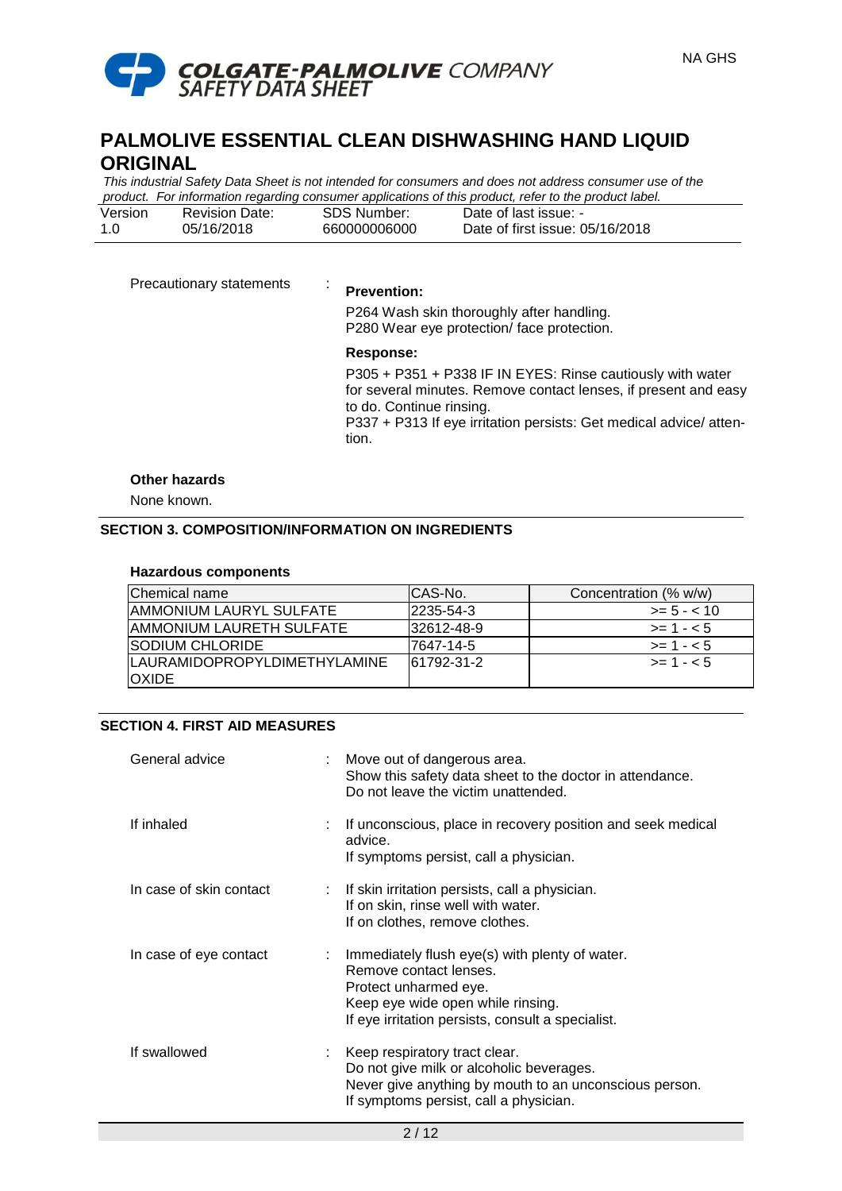Precautionary statements : **Prevention:**

P264 Wash skin thoroughly after handling.
P280 Wear eye protection/ face protection.

**Response:**

P305 + P351 + P338 IF IN EYES: Rinse cautiously with water for several minutes. Remove contact lenses, if present and easy to do. Continue rinsing.
P337 + P313 If eye irritation persists: Get medical advice/ attention.

**Other hazards**

None known.

## SECTION 3. COMPOSITION/INFORMATION ON INGREDIENTS

**Hazardous components**

| Chemical name | CAS-No. | Concentration (% w/w) |
|---|---|---|
| AMMONIUM LAURYL SULFATE | 2235-54-3 | >= 5 - < 10 |
| AMMONIUM LAURETH SULFATE | 32612-48-9 | >= 1 - < 5 |
| SODIUM CHLORIDE | 7647-14-5 | >= 1 - < 5 |
| LAURAMIDOPROPYLDIMETHYLAMINE OXIDE | 61792-31-2 | >= 1 - < 5 |

## SECTION 4. FIRST AID MEASURES

General advice : Move out of dangerous area.
Show this safety data sheet to the doctor in attendance.
Do not leave the victim unattended.

If inhaled : If unconscious, place in recovery position and seek medical advice.
If symptoms persist, call a physician.

In case of skin contact : If skin irritation persists, call a physician.
If on skin, rinse well with water.
If on clothes, remove clothes.

In case of eye contact : Immediately flush eye(s) with plenty of water.
Remove contact lenses.
Protect unharmed eye.
Keep eye wide open while rinsing.
If eye irritation persists, consult a specialist.

If swallowed : Keep respiratory tract clear.
Do not give milk or alcoholic beverages.
Never give anything by mouth to an unconscious person.
If symptoms persist, call a physician.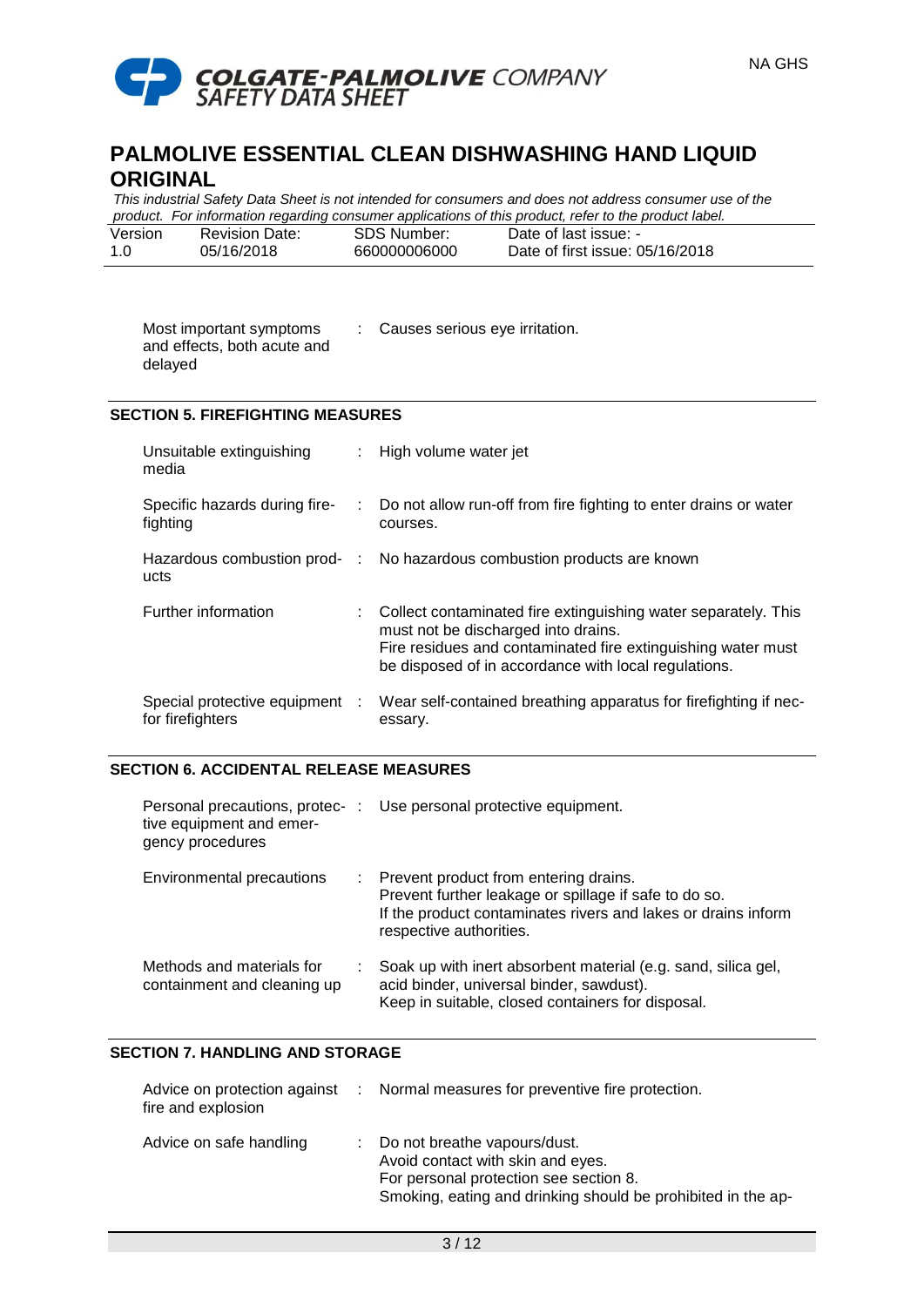Most important symptoms and effects, both acute and delayed : Causes serious eye irritation.

## SECTION 5. FIREFIGHTING MEASURES

| | |
|---|---|
| Unsuitable extinguishing media | High volume water jet |
| Specific hazards during fire-fighting | Do not allow run-off from fire fighting to enter drains or water courses. |
| Hazardous combustion products | No hazardous combustion products are known |
| Further information | Collect contaminated fire extinguishing water separately. This must not be discharged into drains.<br>Fire residues and contaminated fire extinguishing water must be disposed of in accordance with local regulations. |
| Special protective equipment for firefighters | Wear self-contained breathing apparatus for firefighting if necessary. |

## SECTION 6. ACCIDENTAL RELEASE MEASURES

| | |
|---|---|
| Personal precautions, protective equipment and emergency procedures | Use personal protective equipment. |
| Environmental precautions | Prevent product from entering drains.<br>Prevent further leakage or spillage if safe to do so.<br>If the product contaminates rivers and lakes or drains inform respective authorities. |
| Methods and materials for containment and cleaning up | Soak up with inert absorbent material (e.g. sand, silica gel, acid binder, universal binder, sawdust).<br>Keep in suitable, closed containers for disposal. |

## SECTION 7. HANDLING AND STORAGE

| | |
|---|---|
| Advice on protection against fire and explosion | Normal measures for preventive fire protection. |
| Advice on safe handling | Do not breathe vapours/dust.<br>Avoid contact with skin and eyes.<br>For personal protection see section 8.<br>Smoking, eating and drinking should be prohibited in the ap- |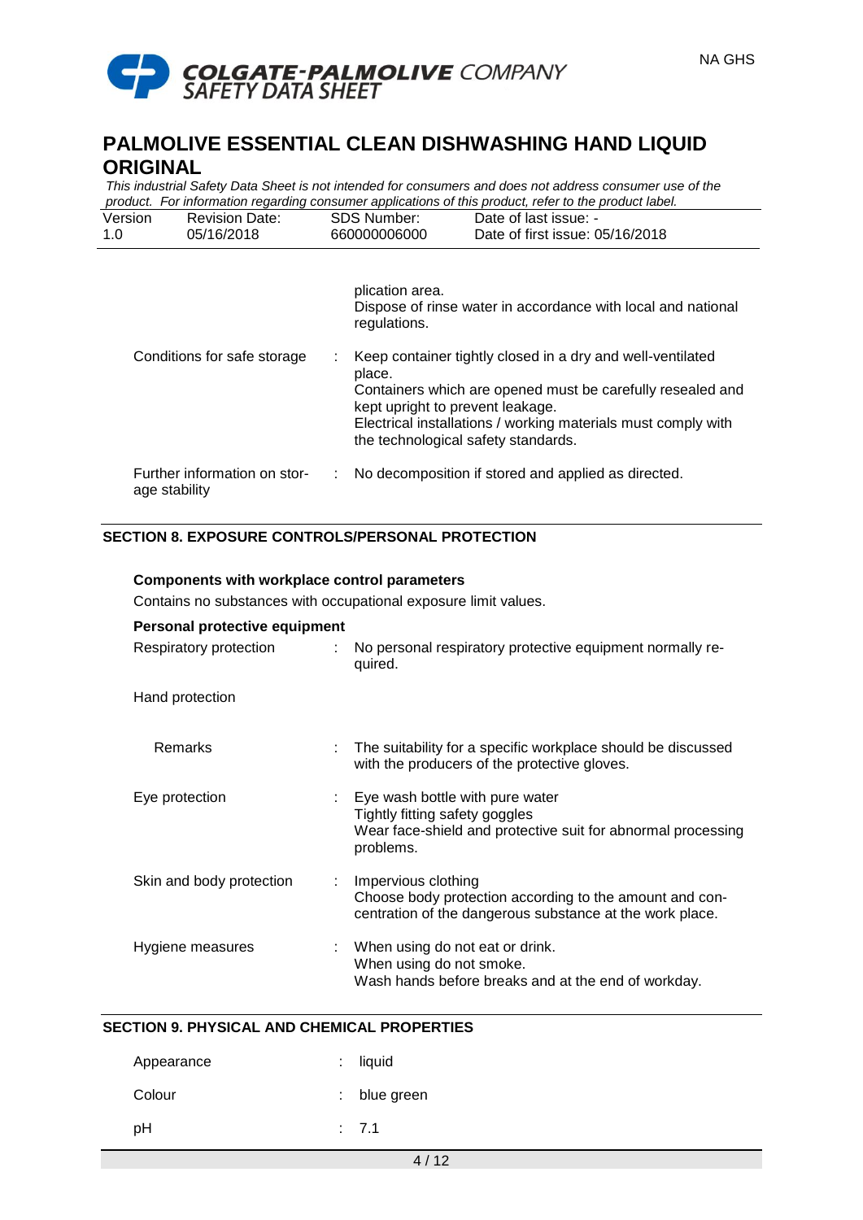plication area.
Dispose of rinse water in accordance with local and national regulations.

| | | |
|---|---|---|
| Conditions for safe storage | : | Keep container tightly closed in a dry and well-ventilated place.<br>Containers which are opened must be carefully resealed and kept upright to prevent leakage.<br>Electrical installations / working materials must comply with the technological safety standards. |
| Further information on storage stability | : | No decomposition if stored and applied as directed. |

## SECTION 8. EXPOSURE CONTROLS/PERSONAL PROTECTION

**Components with workplace control parameters**

Contains no substances with occupational exposure limit values.

**Personal protective equipment**

| | | |
|---|---|---|
| Respiratory protection | : | No personal respiratory protective equipment normally required. |
| Hand protection | | |
| Remarks | : | The suitability for a specific workplace should be discussed with the producers of the protective gloves. |
| Eye protection | : | Eye wash bottle with pure water<br>Tightly fitting safety goggles<br>Wear face-shield and protective suit for abnormal processing problems. |
| Skin and body protection | : | Impervious clothing<br>Choose body protection according to the amount and concentration of the dangerous substance at the work place. |
| Hygiene measures | : | When using do not eat or drink.<br>When using do not smoke.<br>Wash hands before breaks and at the end of workday. |

## SECTION 9. PHYSICAL AND CHEMICAL PROPERTIES

| | | |
|---|---|---|
| Appearance | : | liquid |
| Colour | : | blue green |
| pH | : | 7.1 |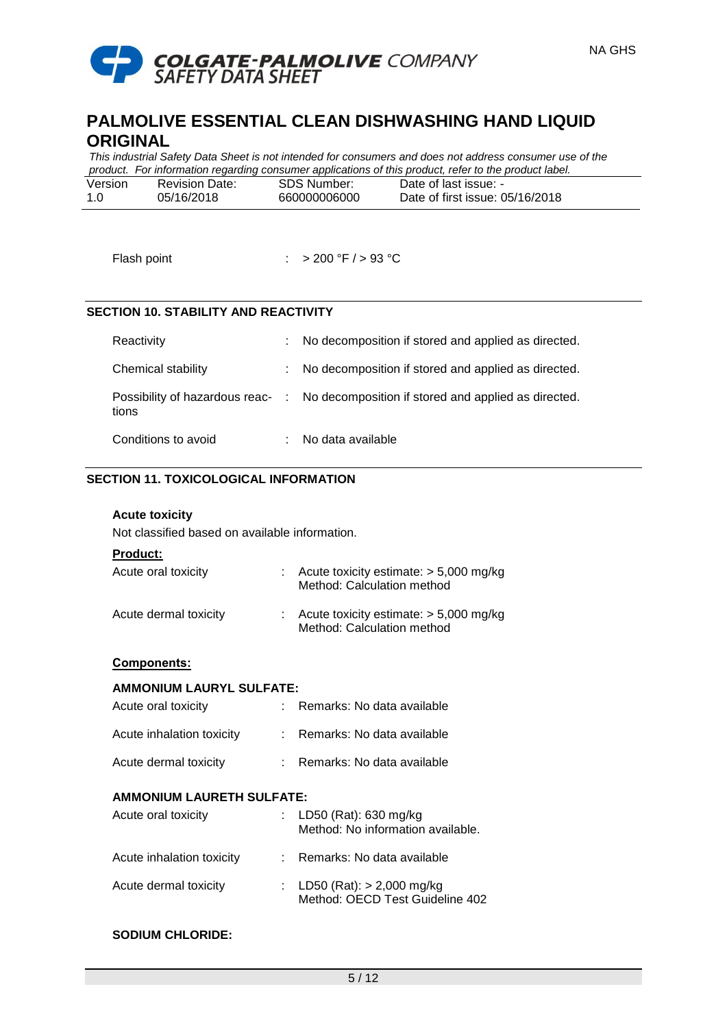Flash point : > 200 °F / > 93 °C

## SECTION 10. STABILITY AND REACTIVITY

| | |
|---|---|
| Reactivity | : No decomposition if stored and applied as directed. |
| Chemical stability | : No decomposition if stored and applied as directed. |
| Possibility of hazardous reactions | : No decomposition if stored and applied as directed. |
| Conditions to avoid | : No data available |

## SECTION 11. TOXICOLOGICAL INFORMATION

**Acute toxicity**

Not classified based on available information.

**Product:**

| | |
|---|---|
| Acute oral toxicity | : Acute toxicity estimate: > 5,000 mg/kg<br>Method: Calculation method |
| Acute dermal toxicity | : Acute toxicity estimate: > 5,000 mg/kg<br>Method: Calculation method |

**Components:**

**AMMONIUM LAURYL SULFATE:**

| | |
|---|---|
| Acute oral toxicity | : Remarks: No data available |
| Acute inhalation toxicity | : Remarks: No data available |
| Acute dermal toxicity | : Remarks: No data available |

**AMMONIUM LAURETH SULFATE:**

| | |
|---|---|
| Acute oral toxicity | : LD50 (Rat): 630 mg/kg<br>Method: No information available. |
| Acute inhalation toxicity | : Remarks: No data available |
| Acute dermal toxicity | : LD50 (Rat): > 2,000 mg/kg<br>Method: OECD Test Guideline 402 |

**SODIUM CHLORIDE:**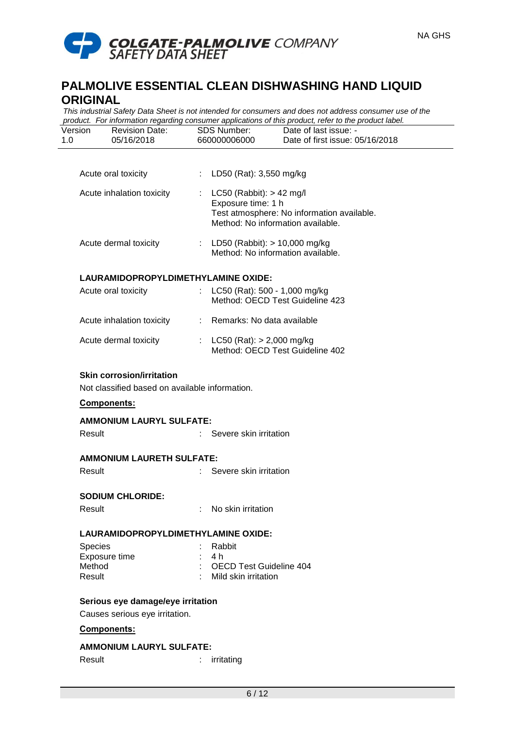Acute oral toxicity : LD50 (Rat): 3,550 mg/kg

Acute inhalation toxicity : LC50 (Rabbit): > 42 mg/l
Exposure time: 1 h
Test atmosphere: No information available.
Method: No information available.

Acute dermal toxicity : LD50 (Rabbit): > 10,000 mg/kg
Method: No information available.

**LAURAMIDOPROPYLDIMETHYLAMINE OXIDE:**

Acute oral toxicity : LC50 (Rat): 500 - 1,000 mg/kg
Method: OECD Test Guideline 423

Acute inhalation toxicity : Remarks: No data available

Acute dermal toxicity : LC50 (Rat): > 2,000 mg/kg
Method: OECD Test Guideline 402

**Skin corrosion/irritation**

Not classified based on available information.

**Components:**

**AMMONIUM LAURYL SULFATE:**

Result : Severe skin irritation

**AMMONIUM LAURETH SULFATE:**

Result : Severe skin irritation

**SODIUM CHLORIDE:**

Result : No skin irritation

**LAURAMIDOPROPYLDIMETHYLAMINE OXIDE:**

Species : Rabbit
Exposure time : 4 h
Method : OECD Test Guideline 404
Result : Mild skin irritation

**Serious eye damage/eye irritation**

Causes serious eye irritation.

**Components:**

**AMMONIUM LAURYL SULFATE:**

Result : irritating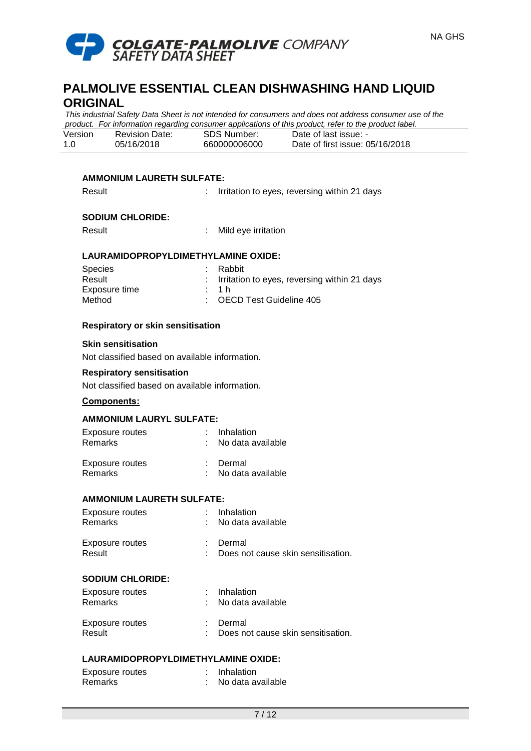**AMMONIUM LAURETH SULFATE:**

Result : Irritation to eyes, reversing within 21 days

**SODIUM CHLORIDE:**

Result : Mild eye irritation

**LAURAMIDOPROPYLDIMETHYLAMINE OXIDE:**

Species : Rabbit
Result : Irritation to eyes, reversing within 21 days
Exposure time : 1 h
Method : OECD Test Guideline 405

**Respiratory or skin sensitisation**

**Skin sensitisation**

Not classified based on available information.

**Respiratory sensitisation**

Not classified based on available information.

**Components:**

**AMMONIUM LAURYL SULFATE:**

Exposure routes : Inhalation
Remarks : No data available

Exposure routes : Dermal
Remarks : No data available

**AMMONIUM LAURETH SULFATE:**

Exposure routes : Inhalation
Remarks : No data available

Exposure routes : Dermal
Result : Does not cause skin sensitisation.

**SODIUM CHLORIDE:**

Exposure routes : Inhalation
Remarks : No data available

Exposure routes : Dermal
Result : Does not cause skin sensitisation.

**LAURAMIDOPROPYLDIMETHYLAMINE OXIDE:**

Exposure routes : Inhalation
Remarks : No data available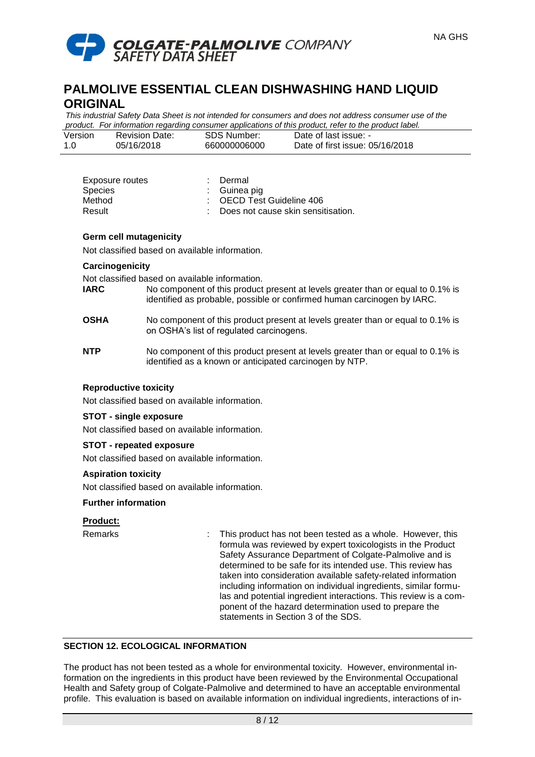| | | |
|---|---|---|
| Exposure routes | : | Dermal |
| Species | : | Guinea pig |
| Method | : | OECD Test Guideline 406 |
| Result | : | Does not cause skin sensitisation. |

**Germ cell mutagenicity**

Not classified based on available information.

**Carcinogenicity**

Not classified based on available information.

| | |
|---|---|
| **IARC** | No component of this product present at levels greater than or equal to 0.1% is identified as probable, possible or confirmed human carcinogen by IARC. |
| **OSHA** | No component of this product present at levels greater than or equal to 0.1% is on OSHA's list of regulated carcinogens. |
| **NTP** | No component of this product present at levels greater than or equal to 0.1% is identified as a known or anticipated carcinogen by NTP. |

**Reproductive toxicity**

Not classified based on available information.

**STOT - single exposure**

Not classified based on available information.

**STOT - repeated exposure**

Not classified based on available information.

**Aspiration toxicity**

Not classified based on available information.

**Further information**

**Product:**

Remarks : This product has not been tested as a whole. However, this formula was reviewed by expert toxicologists in the Product Safety Assurance Department of Colgate-Palmolive and is determined to be safe for its intended use. This review has taken into consideration available safety-related information including information on individual ingredients, similar formulas and potential ingredient interactions. This review is a component of the hazard determination used to prepare the statements in Section 3 of the SDS.

## SECTION 12. ECOLOGICAL INFORMATION

The product has not been tested as a whole for environmental toxicity. However, environmental information on the ingredients in this product have been reviewed by the Environmental Occupational Health and Safety group of Colgate-Palmolive and determined to have an acceptable environmental profile. This evaluation is based on available information on individual ingredients, interactions of in-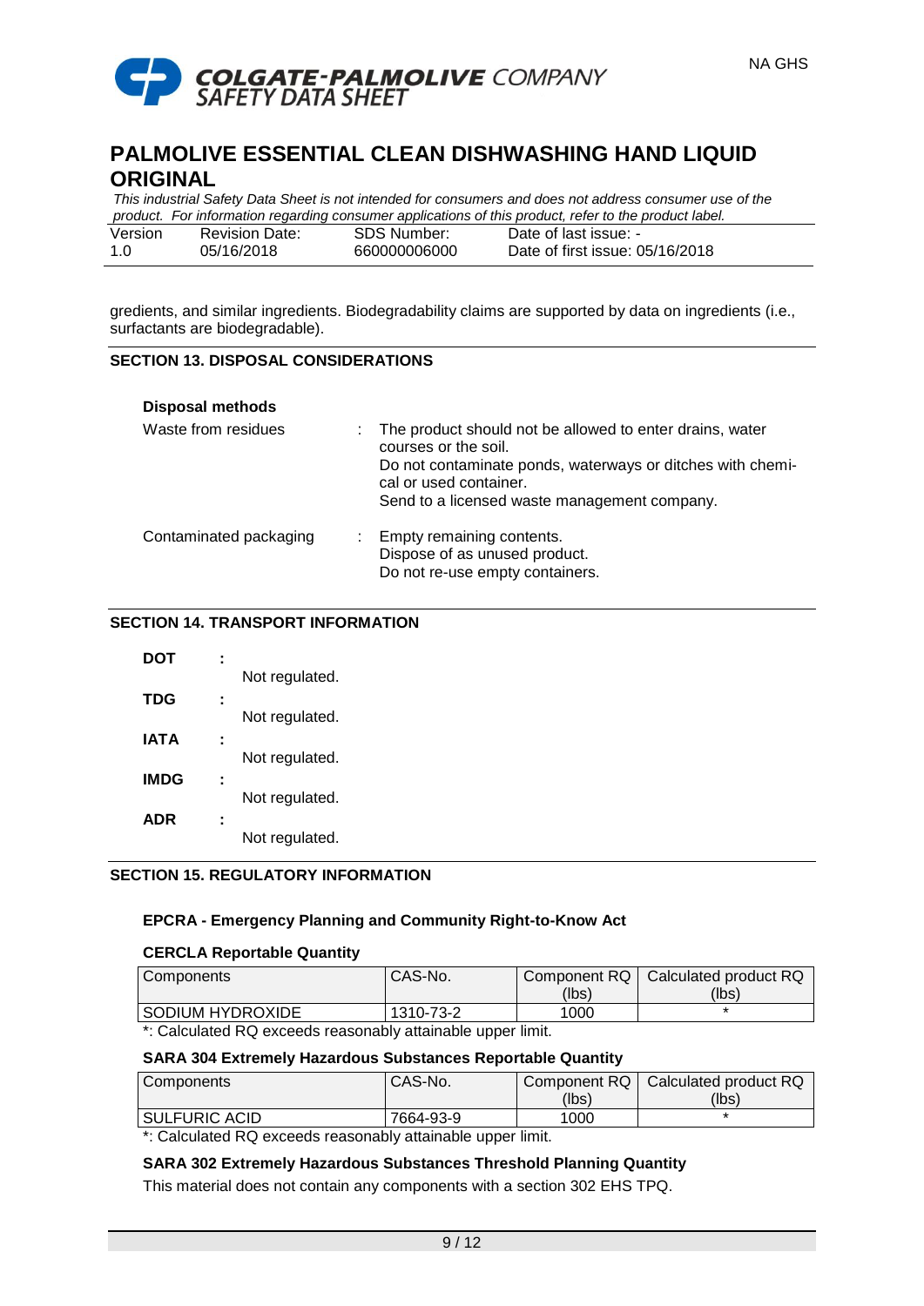gredients, and similar ingredients. Biodegradability claims are supported by data on ingredients (i.e., surfactants are biodegradable).

## SECTION 13. DISPOSAL CONSIDERATIONS

**Disposal methods**

| | |
|---|---|
| Waste from residues | : The product should not be allowed to enter drains, water courses or the soil.<br>Do not contaminate ponds, waterways or ditches with chemical or used container.<br>Send to a licensed waste management company. |
| Contaminated packaging | : Empty remaining contents.<br>Dispose of as unused product.<br>Do not re-use empty containers. |

## SECTION 14. TRANSPORT INFORMATION

**DOT** :
Not regulated.

**TDG** :
Not regulated.

**IATA** :
Not regulated.

**IMDG** :
Not regulated.

**ADR** :
Not regulated.

## SECTION 15. REGULATORY INFORMATION

**EPCRA - Emergency Planning and Community Right-to-Know Act**

**CERCLA Reportable Quantity**

| Components | CAS-No. | Component RQ (lbs) | Calculated product RQ (lbs) |
|---|---|---|---|
| SODIUM HYDROXIDE | 1310-73-2 | 1000 | * |

*: Calculated RQ exceeds reasonably attainable upper limit.

**SARA 304 Extremely Hazardous Substances Reportable Quantity**

| Components | CAS-No. | Component RQ (lbs) | Calculated product RQ (lbs) |
|---|---|---|---|
| SULFURIC ACID | 7664-93-9 | 1000 | * |

*: Calculated RQ exceeds reasonably attainable upper limit.

**SARA 302 Extremely Hazardous Substances Threshold Planning Quantity**

This material does not contain any components with a section 302 EHS TPQ.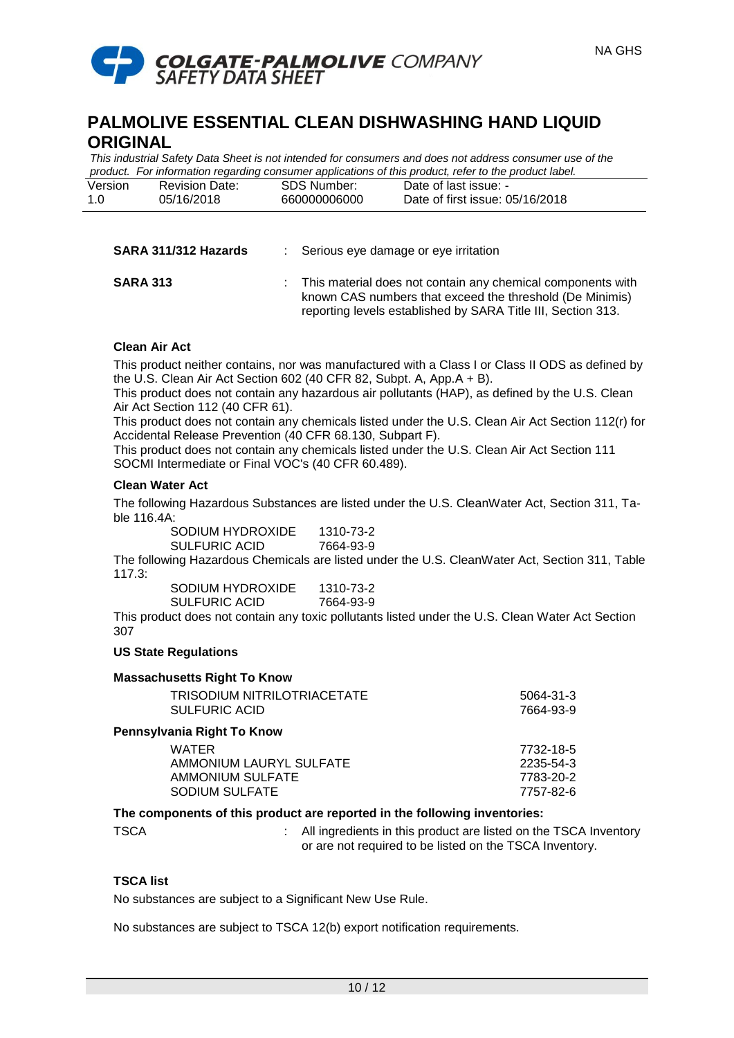**SARA 311/312 Hazards** : Serious eye damage or eye irritation

**SARA 313** : This material does not contain any chemical components with known CAS numbers that exceed the threshold (De Minimis) reporting levels established by SARA Title III, Section 313.

**Clean Air Act**

This product neither contains, nor was manufactured with a Class I or Class II ODS as defined by the U.S. Clean Air Act Section 602 (40 CFR 82, Subpt. A, App.A + B).
This product does not contain any hazardous air pollutants (HAP), as defined by the U.S. Clean Air Act Section 112 (40 CFR 61).
This product does not contain any chemicals listed under the U.S. Clean Air Act Section 112(r) for Accidental Release Prevention (40 CFR 68.130, Subpart F).
This product does not contain any chemicals listed under the U.S. Clean Air Act Section 111 SOCMI Intermediate or Final VOC's (40 CFR 60.489).

**Clean Water Act**

The following Hazardous Substances are listed under the U.S. CleanWater Act, Section 311, Table 116.4A:

| | |
|---|---|
| SODIUM HYDROXIDE | 1310-73-2 |
| SULFURIC ACID | 7664-93-9 |

The following Hazardous Chemicals are listed under the U.S. CleanWater Act, Section 311, Table 117.3:

| | |
|---|---|
| SODIUM HYDROXIDE | 1310-73-2 |
| SULFURIC ACID | 7664-93-9 |

This product does not contain any toxic pollutants listed under the U.S. Clean Water Act Section 307

**US State Regulations**

**Massachusetts Right To Know**

| | |
|---|---|
| TRISODIUM NITRILOTRIACETATE | 5064-31-3 |
| SULFURIC ACID | 7664-93-9 |

**Pennsylvania Right To Know**

| | |
|---|---|
| WATER | 7732-18-5 |
| AMMONIUM LAURYL SULFATE | 2235-54-3 |
| AMMONIUM SULFATE | 7783-20-2 |
| SODIUM SULFATE | 7757-82-6 |

**The components of this product are reported in the following inventories:**

TSCA : All ingredients in this product are listed on the TSCA Inventory or are not required to be listed on the TSCA Inventory.

**TSCA list**

No substances are subject to a Significant New Use Rule.

No substances are subject to TSCA 12(b) export notification requirements.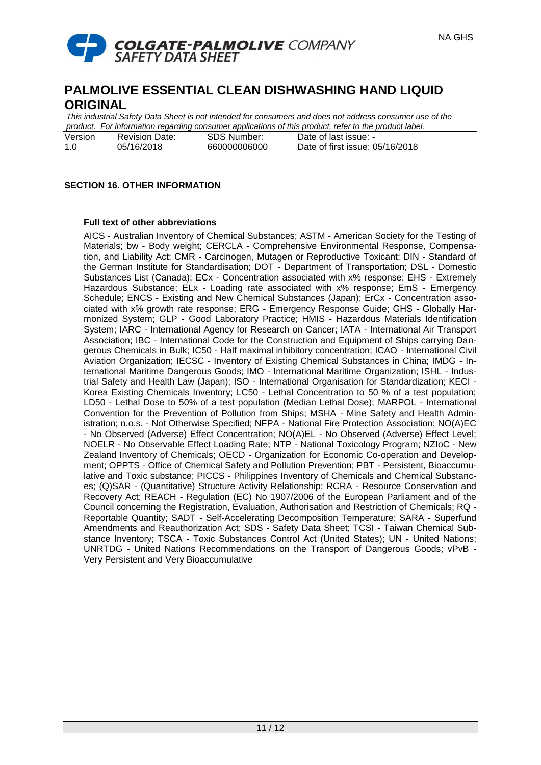## SECTION 16. OTHER INFORMATION

### Full text of other abbreviations

AICS - Australian Inventory of Chemical Substances; ASTM - American Society for the Testing of Materials; bw - Body weight; CERCLA - Comprehensive Environmental Response, Compensation, and Liability Act; CMR - Carcinogen, Mutagen or Reproductive Toxicant; DIN - Standard of the German Institute for Standardisation; DOT - Department of Transportation; DSL - Domestic Substances List (Canada); ECx - Concentration associated with x% response; EHS - Extremely Hazardous Substance; ELx - Loading rate associated with x% response; EmS - Emergency Schedule; ENCS - Existing and New Chemical Substances (Japan); ErCx - Concentration associated with x% growth rate response; ERG - Emergency Response Guide; GHS - Globally Harmonized System; GLP - Good Laboratory Practice; HMIS - Hazardous Materials Identification System; IARC - International Agency for Research on Cancer; IATA - International Air Transport Association; IBC - International Code for the Construction and Equipment of Ships carrying Dangerous Chemicals in Bulk; IC50 - Half maximal inhibitory concentration; ICAO - International Civil Aviation Organization; IECSC - Inventory of Existing Chemical Substances in China; IMDG - International Maritime Dangerous Goods; IMO - International Maritime Organization; ISHL - Industrial Safety and Health Law (Japan); ISO - International Organisation for Standardization; KECI - Korea Existing Chemicals Inventory; LC50 - Lethal Concentration to 50 % of a test population; LD50 - Lethal Dose to 50% of a test population (Median Lethal Dose); MARPOL - International Convention for the Prevention of Pollution from Ships; MSHA - Mine Safety and Health Administration; n.o.s. - Not Otherwise Specified; NFPA - National Fire Protection Association; NO(A)EC - No Observed (Adverse) Effect Concentration; NO(A)EL - No Observed (Adverse) Effect Level; NOELR - No Observable Effect Loading Rate; NTP - National Toxicology Program; NZIoC - New Zealand Inventory of Chemicals; OECD - Organization for Economic Co-operation and Development; OPPTS - Office of Chemical Safety and Pollution Prevention; PBT - Persistent, Bioaccumulative and Toxic substance; PICCS - Philippines Inventory of Chemicals and Chemical Substances; (Q)SAR - (Quantitative) Structure Activity Relationship; RCRA - Resource Conservation and Recovery Act; REACH - Regulation (EC) No 1907/2006 of the European Parliament and of the Council concerning the Registration, Evaluation, Authorisation and Restriction of Chemicals; RQ - Reportable Quantity; SADT - Self-Accelerating Decomposition Temperature; SARA - Superfund Amendments and Reauthorization Act; SDS - Safety Data Sheet; TCSI - Taiwan Chemical Substance Inventory; TSCA - Toxic Substances Control Act (United States); UN - United Nations; UNRTDG - United Nations Recommendations on the Transport of Dangerous Goods; vPvB - Very Persistent and Very Bioaccumulative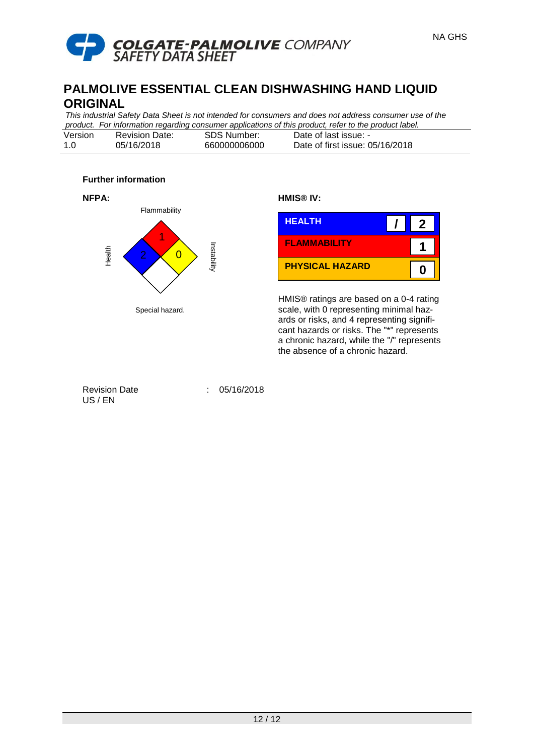# PALMOLIVE ESSENTIAL CLEAN DISHWASHING HAND LIQUID ORIGINAL

*This industrial Safety Data Sheet is not intended for consumers and does not address consumer use of the product. For information regarding consumer applications of this product, refer to the product label.*

| Version | Revision Date: | SDS Number: | Date of last issue: - |
|---|---|---|---|
| 1.0 | 05/16/2018 | 660000006000 | Date of first issue: 05/16/2018 |

**Further information**

**NFPA:**

Flammability

1

Health

2

0

Instability

Special hazard.

**HMIS® IV:**

| | | |
|---|---|---|
| **HEALTH** | **/** | **2** |
| **FLAMMABILITY** | | **1** |
| **PHYSICAL HAZARD** | | **0** |

HMIS® ratings are based on a 0-4 rating scale, with 0 representing minimal hazards or risks, and 4 representing significant hazards or risks. The "*" represents a chronic hazard, while the "/" represents the absence of a chronic hazard.

Revision Date : 05/16/2018

US / EN